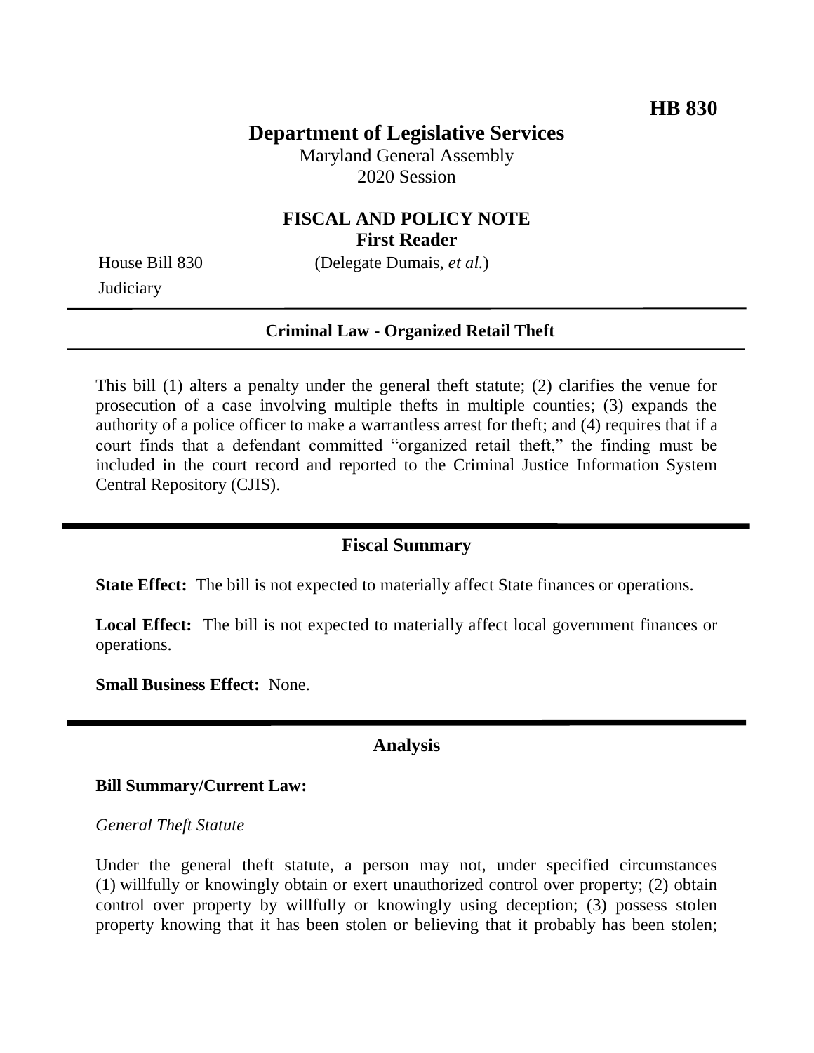**HB 830**

# Department of Legislative Services

Maryland General Assembly
2020 Session

## FISCAL AND POLICY NOTE
**First Reader**

House Bill 830 (Delegate Dumais, *et al.*)
Judiciary

**Criminal Law - Organized Retail Theft**

This bill (1) alters a penalty under the general theft statute; (2) clarifies the venue for prosecution of a case involving multiple thefts in multiple counties; (3) expands the authority of a police officer to make a warrantless arrest for theft; and (4) requires that if a court finds that a defendant committed "organized retail theft," the finding must be included in the court record and reported to the Criminal Justice Information System Central Repository (CJIS).

## Fiscal Summary

**State Effect:** The bill is not expected to materially affect State finances or operations.

**Local Effect:** The bill is not expected to materially affect local government finances or operations.

**Small Business Effect:** None.

## Analysis

**Bill Summary/Current Law:**

*General Theft Statute*

Under the general theft statute, a person may not, under specified circumstances (1) willfully or knowingly obtain or exert unauthorized control over property; (2) obtain control over property by willfully or knowingly using deception; (3) possess stolen property knowing that it has been stolen or believing that it probably has been stolen;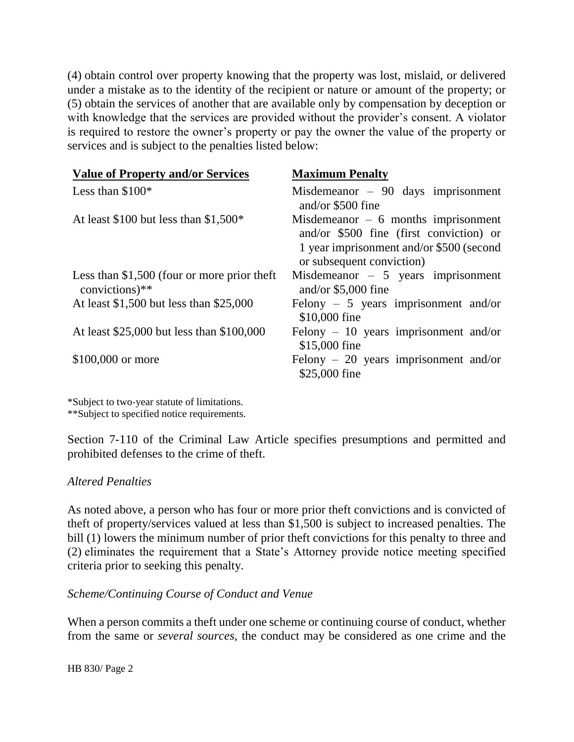(4) obtain control over property knowing that the property was lost, mislaid, or delivered under a mistake as to the identity of the recipient or nature or amount of the property; or (5) obtain the services of another that are available only by compensation by deception or with knowledge that the services are provided without the provider's consent. A violator is required to restore the owner's property or pay the owner the value of the property or services and is subject to the penalties listed below:

| Value of Property and/or Services | Maximum Penalty |
| --- | --- |
| Less than $100* | Misdemeanor – 90 days imprisonment and/or $500 fine |
| At least $100 but less than $1,500* | Misdemeanor – 6 months imprisonment and/or $500 fine (first conviction) or 1 year imprisonment and/or $500 (second or subsequent conviction) |
| Less than $1,500 (four or more prior theft convictions)** | Misdemeanor – 5 years imprisonment and/or $5,000 fine |
| At least $1,500 but less than $25,000 | Felony – 5 years imprisonment and/or $10,000 fine |
| At least $25,000 but less than $100,000 | Felony – 10 years imprisonment and/or $15,000 fine |
| $100,000 or more | Felony – 20 years imprisonment and/or $25,000 fine |

*Subject to two-year statute of limitations.
**Subject to specified notice requirements.

Section 7-110 of the Criminal Law Article specifies presumptions and permitted and prohibited defenses to the crime of theft.

*Altered Penalties*

As noted above, a person who has four or more prior theft convictions and is convicted of theft of property/services valued at less than $1,500 is subject to increased penalties. The bill (1) lowers the minimum number of prior theft convictions for this penalty to three and (2) eliminates the requirement that a State's Attorney provide notice meeting specified criteria prior to seeking this penalty.

*Scheme/Continuing Course of Conduct and Venue*

When a person commits a theft under one scheme or continuing course of conduct, whether from the same or *several sources,* the conduct may be considered as one crime and the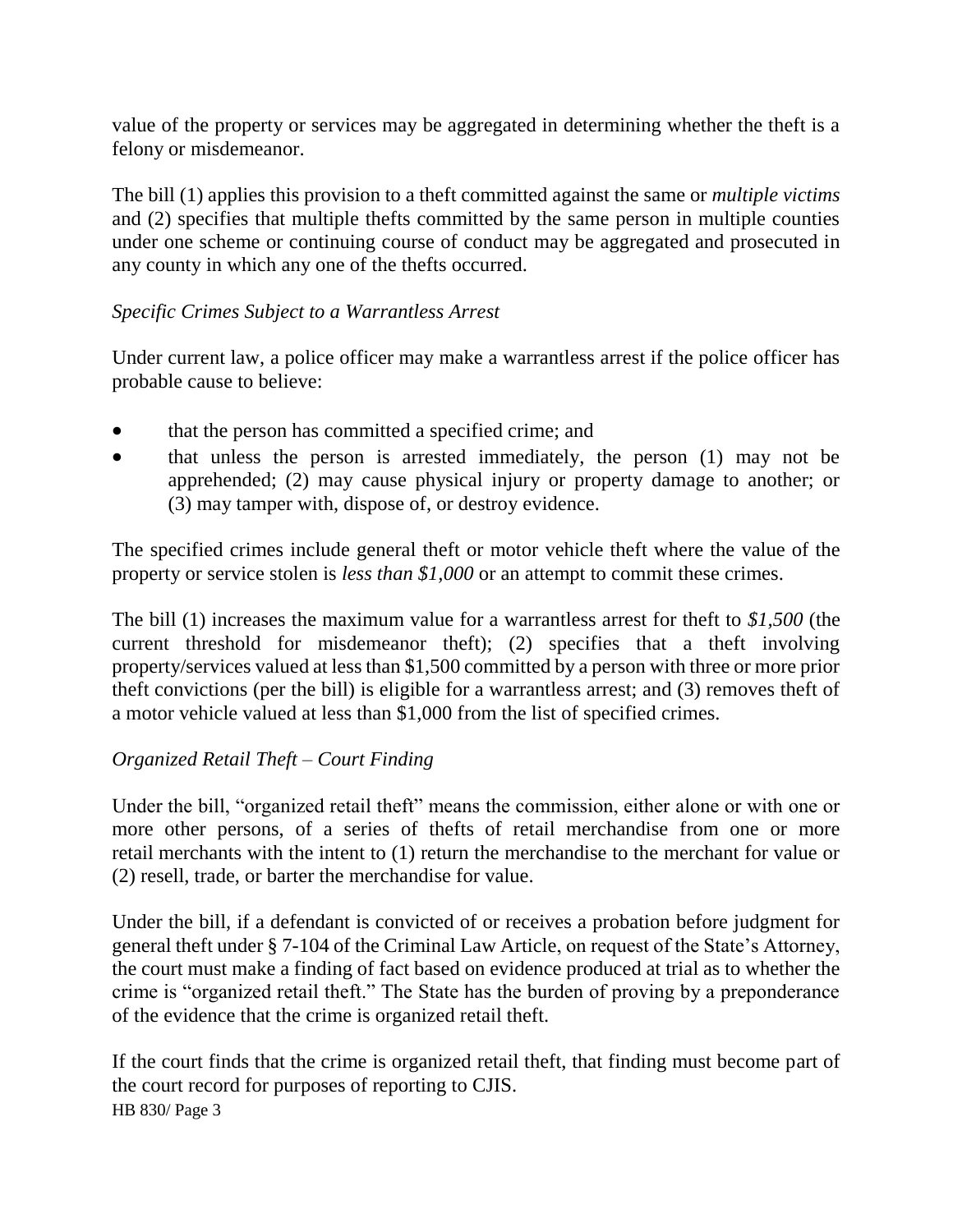value of the property or services may be aggregated in determining whether the theft is a felony or misdemeanor.

The bill (1) applies this provision to a theft committed against the same or *multiple victims* and (2) specifies that multiple thefts committed by the same person in multiple counties under one scheme or continuing course of conduct may be aggregated and prosecuted in any county in which any one of the thefts occurred.

*Specific Crimes Subject to a Warrantless Arrest*

Under current law, a police officer may make a warrantless arrest if the police officer has probable cause to believe:

- that the person has committed a specified crime; and
- that unless the person is arrested immediately, the person (1) may not be apprehended; (2) may cause physical injury or property damage to another; or (3) may tamper with, dispose of, or destroy evidence.

The specified crimes include general theft or motor vehicle theft where the value of the property or service stolen is *less than $1,000* or an attempt to commit these crimes.

The bill (1) increases the maximum value for a warrantless arrest for theft to *$1,500* (the current threshold for misdemeanor theft); (2) specifies that a theft involving property/services valued at less than $1,500 committed by a person with three or more prior theft convictions (per the bill) is eligible for a warrantless arrest; and (3) removes theft of a motor vehicle valued at less than $1,000 from the list of specified crimes.

*Organized Retail Theft – Court Finding*

Under the bill, "organized retail theft" means the commission, either alone or with one or more other persons, of a series of thefts of retail merchandise from one or more retail merchants with the intent to (1) return the merchandise to the merchant for value or (2) resell, trade, or barter the merchandise for value.

Under the bill, if a defendant is convicted of or receives a probation before judgment for general theft under § 7-104 of the Criminal Law Article, on request of the State's Attorney, the court must make a finding of fact based on evidence produced at trial as to whether the crime is "organized retail theft." The State has the burden of proving by a preponderance of the evidence that the crime is organized retail theft.

If the court finds that the crime is organized retail theft, that finding must become part of the court record for purposes of reporting to CJIS.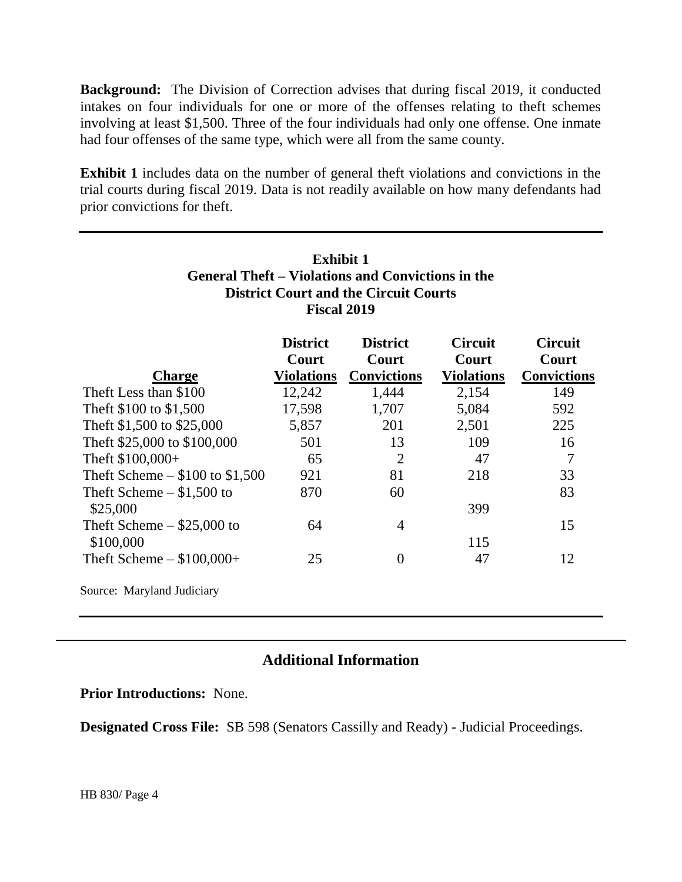**Background:** The Division of Correction advises that during fiscal 2019, it conducted intakes on four individuals for one or more of the offenses relating to theft schemes involving at least $1,500. Three of the four individuals had only one offense. One inmate had four offenses of the same type, which were all from the same county.

**Exhibit 1** includes data on the number of general theft violations and convictions in the trial courts during fiscal 2019. Data is not readily available on how many defendants had prior convictions for theft.

**Exhibit 1**
**General Theft – Violations and Convictions in the District Court and the Circuit Courts**
**Fiscal 2019**

| Charge | District Court Violations | District Court Convictions | Circuit Court Violations | Circuit Court Convictions |
|---|---|---|---|---|
| Theft Less than $100 | 12,242 | 1,444 | 2,154 | 149 |
| Theft $100 to $1,500 | 17,598 | 1,707 | 5,084 | 592 |
| Theft $1,500 to $25,000 | 5,857 | 201 | 2,501 | 225 |
| Theft $25,000 to $100,000 | 501 | 13 | 109 | 16 |
| Theft $100,000+ | 65 | 2 | 47 | 7 |
| Theft Scheme – $100 to $1,500 | 921 | 81 | 218 | 33 |
| Theft Scheme – $1,500 to $25,000 | 870 | 60 | 399 | 83 |
| Theft Scheme – $25,000 to $100,000 | 64 | 4 | 115 | 15 |
| Theft Scheme – $100,000+ | 25 | 0 | 47 | 12 |

Source: Maryland Judiciary

## Additional Information

**Prior Introductions:** None.

**Designated Cross File:** SB 598 (Senators Cassilly and Ready) - Judicial Proceedings.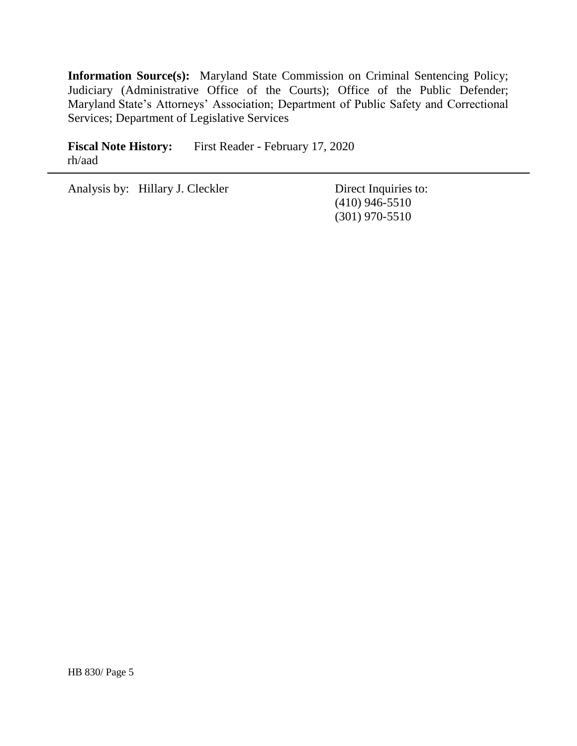**Information Source(s):** Maryland State Commission on Criminal Sentencing Policy; Judiciary (Administrative Office of the Courts); Office of the Public Defender; Maryland State's Attorneys' Association; Department of Public Safety and Correctional Services; Department of Legislative Services

**Fiscal Note History:** First Reader - February 17, 2020
rh/aad

---

Analysis by: Hillary J. Cleckler

Direct Inquiries to:
(410) 946-5510
(301) 970-5510